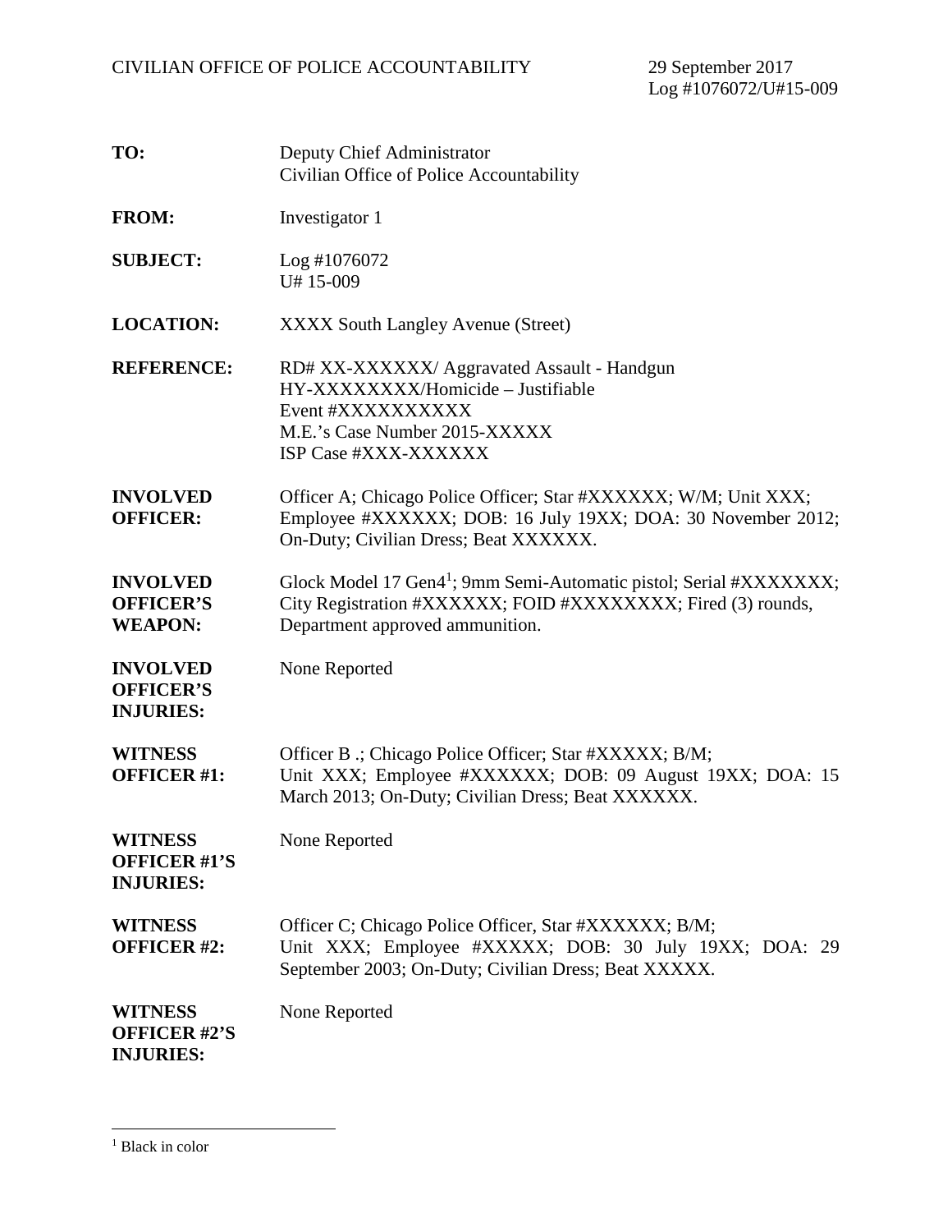CIVILIAN OFFICE OF POLICE ACCOUNTABILITY 29 September 2017
Log #1076072/U#15-009

**TO:** Deputy Chief Administrator
Civilian Office of Police Accountability

**FROM:** Investigator 1

**SUBJECT:** Log #1076072
U# 15-009

**LOCATION:** XXXX South Langley Avenue (Street)

**REFERENCE:** RD# XX-XXXXXX/ Aggravated Assault - Handgun
HY-XXXXXXXX/Homicide – Justifiable
Event #XXXXXXXXXX
M.E.'s Case Number 2015-XXXXX
ISP Case #XXX-XXXXXX

**INVOLVED OFFICER:** Officer A; Chicago Police Officer; Star #XXXXXX; W/M; Unit XXX; Employee #XXXXXX; DOB: 16 July 19XX; DOA: 30 November 2012; On-Duty; Civilian Dress; Beat XXXXXX.

**INVOLVED OFFICER'S WEAPON:** Glock Model 17 Gen4[1]; 9mm Semi-Automatic pistol; Serial #XXXXXXX; City Registration #XXXXXX; FOID #XXXXXXXX; Fired (3) rounds, Department approved ammunition.

**INVOLVED OFFICER'S INJURIES:** None Reported

**WITNESS OFFICER #1:** Officer B .; Chicago Police Officer; Star #XXXXX; B/M; Unit XXX; Employee #XXXXXX; DOB: 09 August 19XX; DOA: 15 March 2013; On-Duty; Civilian Dress; Beat XXXXXX.

**WITNESS OFFICER #1'S INJURIES:** None Reported

**WITNESS OFFICER #2:** Officer C; Chicago Police Officer, Star #XXXXXX; B/M; Unit XXX; Employee #XXXXX; DOB: 30 July 19XX; DOA: 29 September 2003; On-Duty; Civilian Dress; Beat XXXXX.

**WITNESS OFFICER #2'S INJURIES:** None Reported

---

[1] Black in color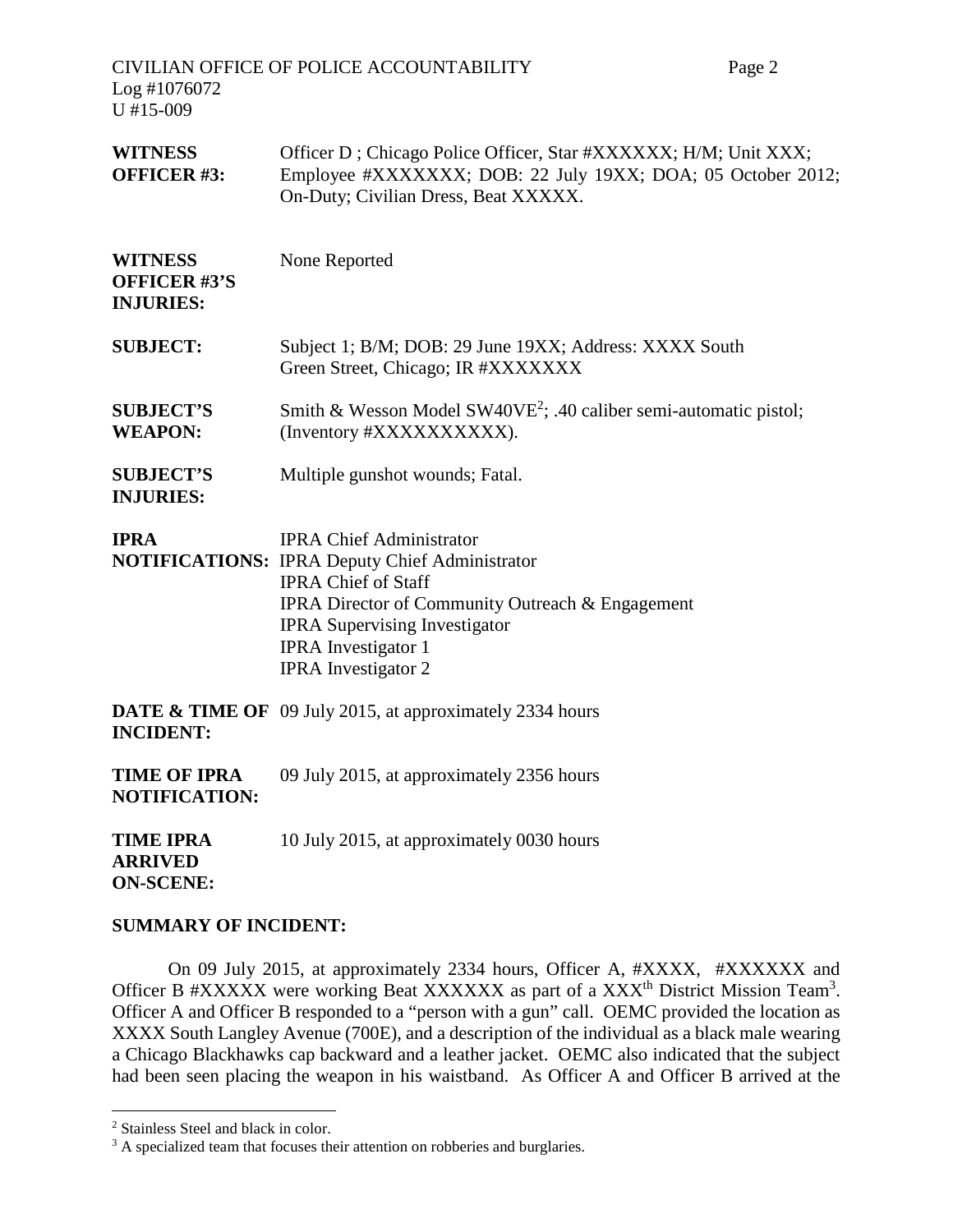| | |
|---|---|
| **WITNESS OFFICER #3:** | Officer D ; Chicago Police Officer, Star #XXXXXX; H/M; Unit XXX; Employee #XXXXXXX; DOB: 22 July 19XX; DOA; 05 October 2012; On-Duty; Civilian Dress, Beat XXXXX. |
| **WITNESS OFFICER #3'S INJURIES:** | None Reported |
| **SUBJECT:** | Subject 1; B/M; DOB: 29 June 19XX; Address: XXXX South Green Street, Chicago; IR #XXXXXXX |
| **SUBJECT'S WEAPON:** | Smith & Wesson Model SW40VE[2]; .40 caliber semi-automatic pistol; (Inventory #XXXXXXXXXX). |
| **SUBJECT'S INJURIES:** | Multiple gunshot wounds; Fatal. |
| **IPRA NOTIFICATIONS:** | IPRA Chief Administrator<br>IPRA Deputy Chief Administrator<br>IPRA Chief of Staff<br>IPRA Director of Community Outreach & Engagement<br>IPRA Supervising Investigator<br>IPRA Investigator 1<br>IPRA Investigator 2 |
| **DATE & TIME OF INCIDENT:** | 09 July 2015, at approximately 2334 hours |
| **TIME OF IPRA NOTIFICATION:** | 09 July 2015, at approximately 2356 hours |
| **TIME IPRA ARRIVED ON-SCENE:** | 10 July 2015, at approximately 0030 hours |

## SUMMARY OF INCIDENT:

On 09 July 2015, at approximately 2334 hours, Officer A, #XXXX, #XXXXXX and Officer B #XXXXX were working Beat XXXXXX as part of a XXX[th] District Mission Team[3]. Officer A and Officer B responded to a "person with a gun" call. OEMC provided the location as XXXX South Langley Avenue (700E), and a description of the individual as a black male wearing a Chicago Blackhawks cap backward and a leather jacket. OEMC also indicated that the subject had been seen placing the weapon in his waistband. As Officer A and Officer B arrived at the

---

[2] Stainless Steel and black in color.

[3] A specialized team that focuses their attention on robberies and burglaries.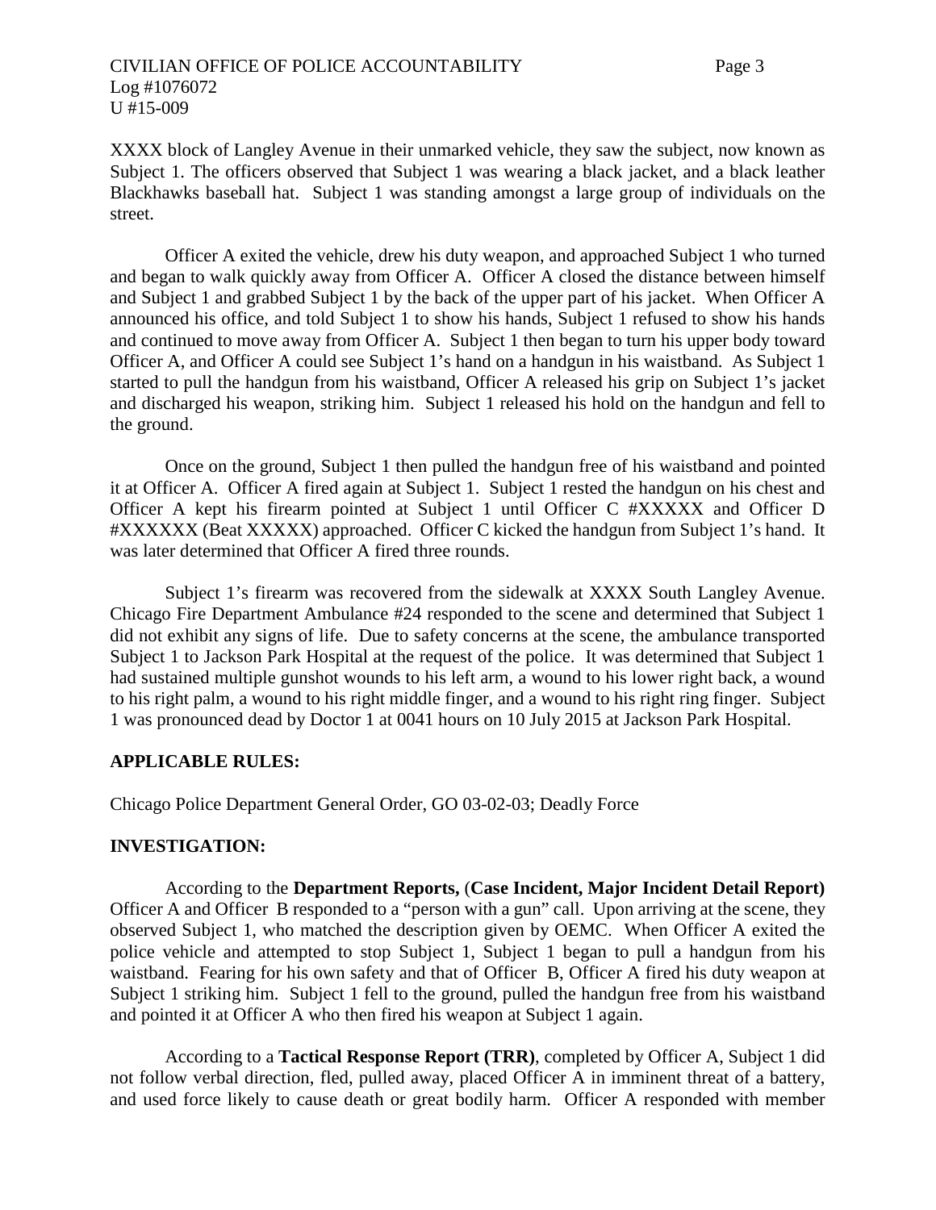XXXX block of Langley Avenue in their unmarked vehicle, they saw the subject, now known as Subject 1. The officers observed that Subject 1 was wearing a black jacket, and a black leather Blackhawks baseball hat. Subject 1 was standing amongst a large group of individuals on the street.

Officer A exited the vehicle, drew his duty weapon, and approached Subject 1 who turned and began to walk quickly away from Officer A. Officer A closed the distance between himself and Subject 1 and grabbed Subject 1 by the back of the upper part of his jacket. When Officer A announced his office, and told Subject 1 to show his hands, Subject 1 refused to show his hands and continued to move away from Officer A. Subject 1 then began to turn his upper body toward Officer A, and Officer A could see Subject 1's hand on a handgun in his waistband. As Subject 1 started to pull the handgun from his waistband, Officer A released his grip on Subject 1's jacket and discharged his weapon, striking him. Subject 1 released his hold on the handgun and fell to the ground.

Once on the ground, Subject 1 then pulled the handgun free of his waistband and pointed it at Officer A. Officer A fired again at Subject 1. Subject 1 rested the handgun on his chest and Officer A kept his firearm pointed at Subject 1 until Officer C #XXXXX and Officer D #XXXXXX (Beat XXXXX) approached. Officer C kicked the handgun from Subject 1's hand. It was later determined that Officer A fired three rounds.

Subject 1's firearm was recovered from the sidewalk at XXXX South Langley Avenue. Chicago Fire Department Ambulance #24 responded to the scene and determined that Subject 1 did not exhibit any signs of life. Due to safety concerns at the scene, the ambulance transported Subject 1 to Jackson Park Hospital at the request of the police. It was determined that Subject 1 had sustained multiple gunshot wounds to his left arm, a wound to his lower right back, a wound to his right palm, a wound to his right middle finger, and a wound to his right ring finger. Subject 1 was pronounced dead by Doctor 1 at 0041 hours on 10 July 2015 at Jackson Park Hospital.

## APPLICABLE RULES:

Chicago Police Department General Order, GO 03-02-03; Deadly Force

## INVESTIGATION:

According to the **Department Reports,** (**Case Incident, Major Incident Detail Report)** Officer A and Officer B responded to a "person with a gun" call. Upon arriving at the scene, they observed Subject 1, who matched the description given by OEMC. When Officer A exited the police vehicle and attempted to stop Subject 1, Subject 1 began to pull a handgun from his waistband. Fearing for his own safety and that of Officer B, Officer A fired his duty weapon at Subject 1 striking him. Subject 1 fell to the ground, pulled the handgun free from his waistband and pointed it at Officer A who then fired his weapon at Subject 1 again.

According to a **Tactical Response Report (TRR)**, completed by Officer A, Subject 1 did not follow verbal direction, fled, pulled away, placed Officer A in imminent threat of a battery, and used force likely to cause death or great bodily harm. Officer A responded with member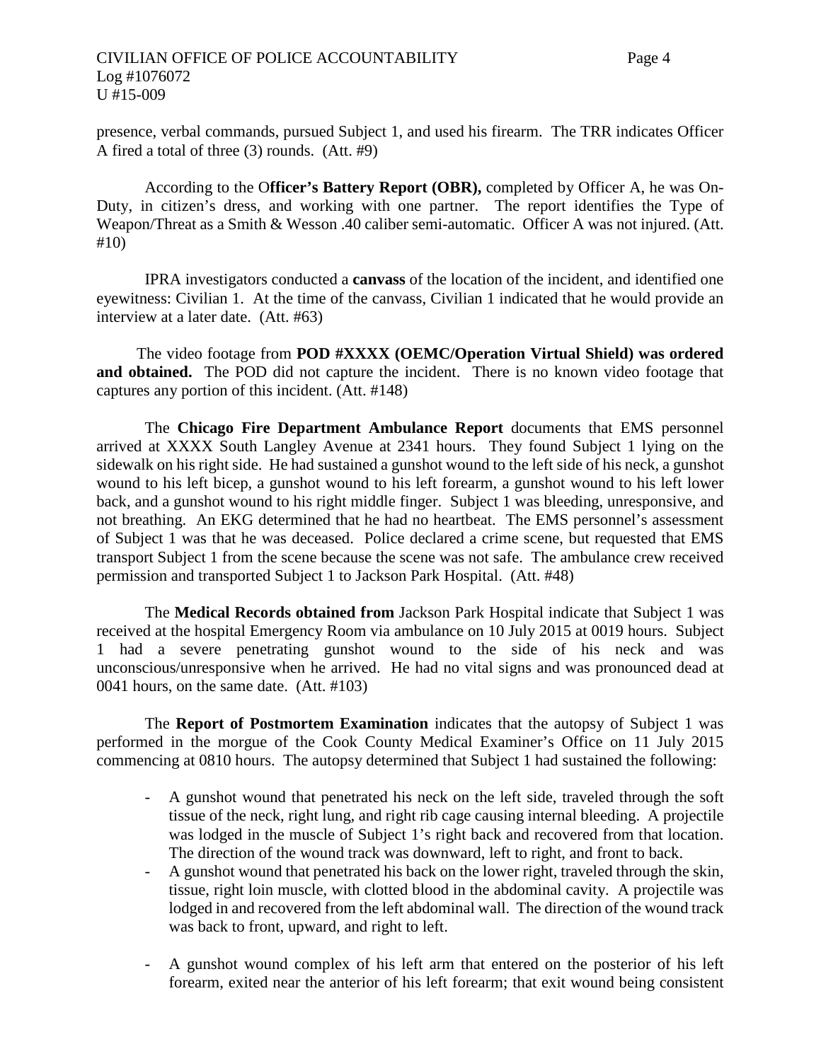presence, verbal commands, pursued Subject 1, and used his firearm. The TRR indicates Officer A fired a total of three (3) rounds. (Att. #9)

According to the O**fficer's Battery Report (OBR),** completed by Officer A, he was On-Duty, in citizen's dress, and working with one partner. The report identifies the Type of Weapon/Threat as a Smith & Wesson .40 caliber semi-automatic. Officer A was not injured. (Att. #10)

IPRA investigators conducted a **canvass** of the location of the incident, and identified one eyewitness: Civilian 1. At the time of the canvass, Civilian 1 indicated that he would provide an interview at a later date. (Att. #63)

The video footage from **POD #XXXX (OEMC/Operation Virtual Shield) was ordered and obtained.** The POD did not capture the incident. There is no known video footage that captures any portion of this incident. (Att. #148)

The **Chicago Fire Department Ambulance Report** documents that EMS personnel arrived at XXXX South Langley Avenue at 2341 hours. They found Subject 1 lying on the sidewalk on his right side. He had sustained a gunshot wound to the left side of his neck, a gunshot wound to his left bicep, a gunshot wound to his left forearm, a gunshot wound to his left lower back, and a gunshot wound to his right middle finger. Subject 1 was bleeding, unresponsive, and not breathing. An EKG determined that he had no heartbeat. The EMS personnel's assessment of Subject 1 was that he was deceased. Police declared a crime scene, but requested that EMS transport Subject 1 from the scene because the scene was not safe. The ambulance crew received permission and transported Subject 1 to Jackson Park Hospital. (Att. #48)

The **Medical Records obtained from** Jackson Park Hospital indicate that Subject 1 was received at the hospital Emergency Room via ambulance on 10 July 2015 at 0019 hours. Subject 1 had a severe penetrating gunshot wound to the side of his neck and was unconscious/unresponsive when he arrived. He had no vital signs and was pronounced dead at 0041 hours, on the same date. (Att. #103)

The **Report of Postmortem Examination** indicates that the autopsy of Subject 1 was performed in the morgue of the Cook County Medical Examiner's Office on 11 July 2015 commencing at 0810 hours. The autopsy determined that Subject 1 had sustained the following:

- A gunshot wound that penetrated his neck on the left side, traveled through the soft tissue of the neck, right lung, and right rib cage causing internal bleeding. A projectile was lodged in the muscle of Subject 1's right back and recovered from that location. The direction of the wound track was downward, left to right, and front to back.
- A gunshot wound that penetrated his back on the lower right, traveled through the skin, tissue, right loin muscle, with clotted blood in the abdominal cavity. A projectile was lodged in and recovered from the left abdominal wall. The direction of the wound track was back to front, upward, and right to left.
- A gunshot wound complex of his left arm that entered on the posterior of his left forearm, exited near the anterior of his left forearm; that exit wound being consistent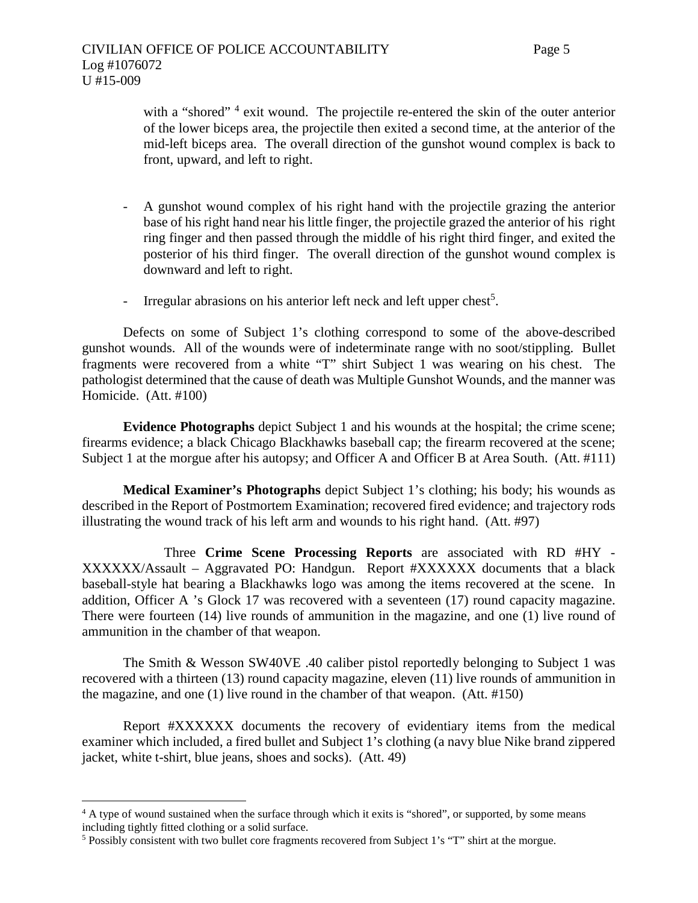with a "shored" [4] exit wound. The projectile re-entered the skin of the outer anterior of the lower biceps area, the projectile then exited a second time, at the anterior of the mid-left biceps area. The overall direction of the gunshot wound complex is back to front, upward, and left to right.

- A gunshot wound complex of his right hand with the projectile grazing the anterior base of his right hand near his little finger, the projectile grazed the anterior of his right ring finger and then passed through the middle of his right third finger, and exited the posterior of his third finger. The overall direction of the gunshot wound complex is downward and left to right.
- Irregular abrasions on his anterior left neck and left upper chest[5].

Defects on some of Subject 1's clothing correspond to some of the above-described gunshot wounds. All of the wounds were of indeterminate range with no soot/stippling. Bullet fragments were recovered from a white "T" shirt Subject 1 was wearing on his chest. The pathologist determined that the cause of death was Multiple Gunshot Wounds, and the manner was Homicide. (Att. #100)

**Evidence Photographs** depict Subject 1 and his wounds at the hospital; the crime scene; firearms evidence; a black Chicago Blackhawks baseball cap; the firearm recovered at the scene; Subject 1 at the morgue after his autopsy; and Officer A and Officer B at Area South. (Att. #111)

**Medical Examiner's Photographs** depict Subject 1's clothing; his body; his wounds as described in the Report of Postmortem Examination; recovered fired evidence; and trajectory rods illustrating the wound track of his left arm and wounds to his right hand. (Att. #97)

Three **Crime Scene Processing Reports** are associated with RD #HY - XXXXXX/Assault – Aggravated PO: Handgun. Report #XXXXXX documents that a black baseball-style hat bearing a Blackhawks logo was among the items recovered at the scene. In addition, Officer A 's Glock 17 was recovered with a seventeen (17) round capacity magazine. There were fourteen (14) live rounds of ammunition in the magazine, and one (1) live round of ammunition in the chamber of that weapon.

The Smith & Wesson SW40VE .40 caliber pistol reportedly belonging to Subject 1 was recovered with a thirteen (13) round capacity magazine, eleven (11) live rounds of ammunition in the magazine, and one (1) live round in the chamber of that weapon. (Att. #150)

Report #XXXXXX documents the recovery of evidentiary items from the medical examiner which included, a fired bullet and Subject 1's clothing (a navy blue Nike brand zippered jacket, white t-shirt, blue jeans, shoes and socks). (Att. 49)

---

[4] A type of wound sustained when the surface through which it exits is "shored", or supported, by some means including tightly fitted clothing or a solid surface.

[5] Possibly consistent with two bullet core fragments recovered from Subject 1's "T" shirt at the morgue.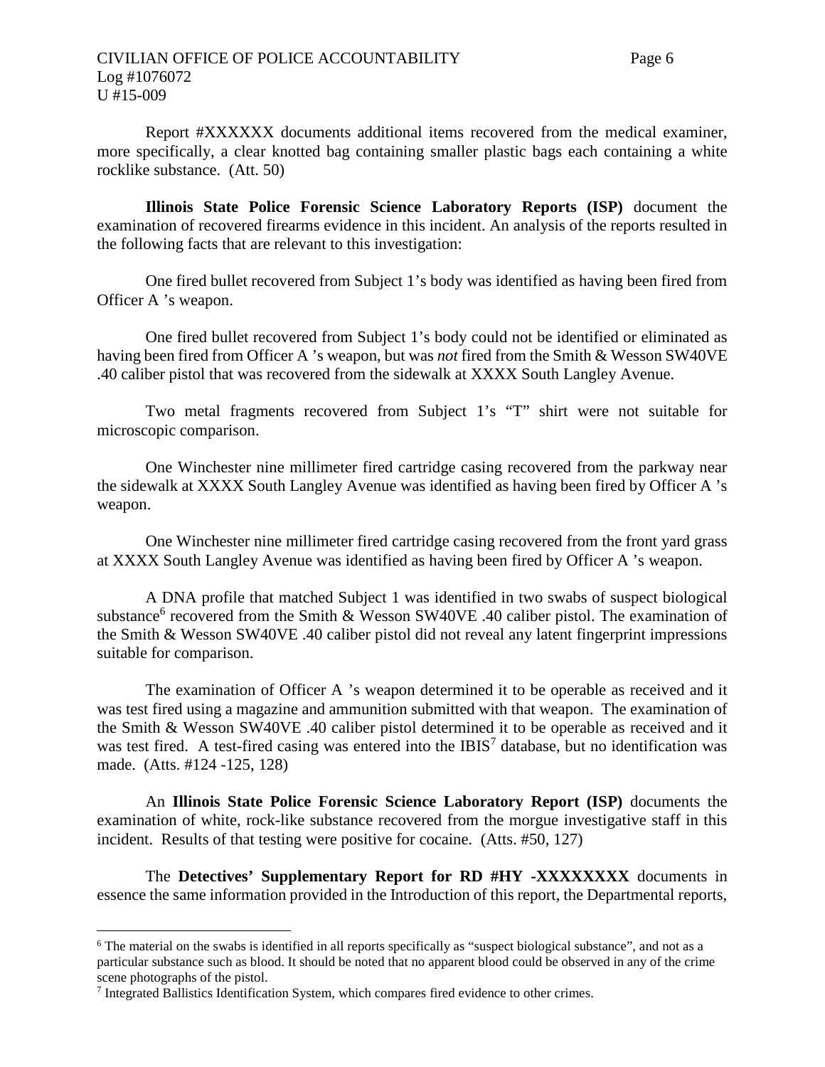Report #XXXXXX documents additional items recovered from the medical examiner, more specifically, a clear knotted bag containing smaller plastic bags each containing a white rocklike substance. (Att. 50)

**Illinois State Police Forensic Science Laboratory Reports (ISP)** document the examination of recovered firearms evidence in this incident. An analysis of the reports resulted in the following facts that are relevant to this investigation:

One fired bullet recovered from Subject 1's body was identified as having been fired from Officer A 's weapon.

One fired bullet recovered from Subject 1's body could not be identified or eliminated as having been fired from Officer A 's weapon, but was *not* fired from the Smith & Wesson SW40VE .40 caliber pistol that was recovered from the sidewalk at XXXX South Langley Avenue.

Two metal fragments recovered from Subject 1's "T" shirt were not suitable for microscopic comparison.

One Winchester nine millimeter fired cartridge casing recovered from the parkway near the sidewalk at XXXX South Langley Avenue was identified as having been fired by Officer A 's weapon.

One Winchester nine millimeter fired cartridge casing recovered from the front yard grass at XXXX South Langley Avenue was identified as having been fired by Officer A 's weapon.

A DNA profile that matched Subject 1 was identified in two swabs of suspect biological substance[6] recovered from the Smith & Wesson SW40VE .40 caliber pistol. The examination of the Smith & Wesson SW40VE .40 caliber pistol did not reveal any latent fingerprint impressions suitable for comparison.

The examination of Officer A 's weapon determined it to be operable as received and it was test fired using a magazine and ammunition submitted with that weapon. The examination of the Smith & Wesson SW40VE .40 caliber pistol determined it to be operable as received and it was test fired. A test-fired casing was entered into the IBIS[7] database, but no identification was made. (Atts. #124 -125, 128)

An **Illinois State Police Forensic Science Laboratory Report (ISP)** documents the examination of white, rock-like substance recovered from the morgue investigative staff in this incident. Results of that testing were positive for cocaine. (Atts. #50, 127)

The **Detectives' Supplementary Report for RD #HY -XXXXXXXX** documents in essence the same information provided in the Introduction of this report, the Departmental reports,

---

[6] The material on the swabs is identified in all reports specifically as "suspect biological substance", and not as a particular substance such as blood. It should be noted that no apparent blood could be observed in any of the crime scene photographs of the pistol.

[7] Integrated Ballistics Identification System, which compares fired evidence to other crimes.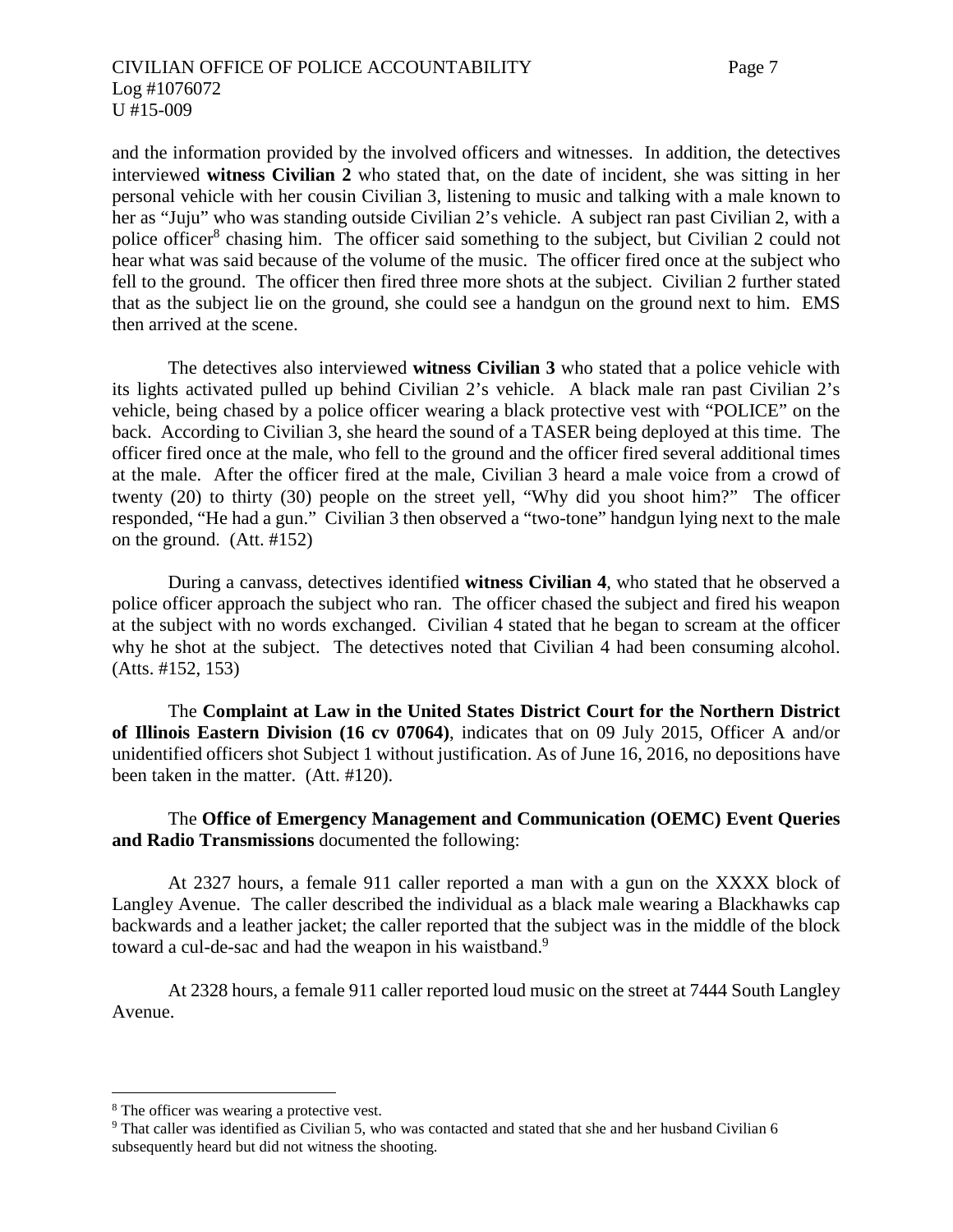and the information provided by the involved officers and witnesses. In addition, the detectives interviewed **witness Civilian 2** who stated that, on the date of incident, she was sitting in her personal vehicle with her cousin Civilian 3, listening to music and talking with a male known to her as "Juju" who was standing outside Civilian 2's vehicle. A subject ran past Civilian 2, with a police officer[8] chasing him. The officer said something to the subject, but Civilian 2 could not hear what was said because of the volume of the music. The officer fired once at the subject who fell to the ground. The officer then fired three more shots at the subject. Civilian 2 further stated that as the subject lie on the ground, she could see a handgun on the ground next to him. EMS then arrived at the scene.

The detectives also interviewed **witness Civilian 3** who stated that a police vehicle with its lights activated pulled up behind Civilian 2's vehicle. A black male ran past Civilian 2's vehicle, being chased by a police officer wearing a black protective vest with "POLICE" on the back. According to Civilian 3, she heard the sound of a TASER being deployed at this time. The officer fired once at the male, who fell to the ground and the officer fired several additional times at the male. After the officer fired at the male, Civilian 3 heard a male voice from a crowd of twenty (20) to thirty (30) people on the street yell, "Why did you shoot him?" The officer responded, "He had a gun." Civilian 3 then observed a "two-tone" handgun lying next to the male on the ground. (Att. #152)

During a canvass, detectives identified **witness Civilian 4**, who stated that he observed a police officer approach the subject who ran. The officer chased the subject and fired his weapon at the subject with no words exchanged. Civilian 4 stated that he began to scream at the officer why he shot at the subject. The detectives noted that Civilian 4 had been consuming alcohol. (Atts. #152, 153)

The **Complaint at Law in the United States District Court for the Northern District of Illinois Eastern Division (16 cv 07064)**, indicates that on 09 July 2015, Officer A and/or unidentified officers shot Subject 1 without justification. As of June 16, 2016, no depositions have been taken in the matter. (Att. #120).

The **Office of Emergency Management and Communication (OEMC) Event Queries and Radio Transmissions** documented the following:

At 2327 hours, a female 911 caller reported a man with a gun on the XXXX block of Langley Avenue. The caller described the individual as a black male wearing a Blackhawks cap backwards and a leather jacket; the caller reported that the subject was in the middle of the block toward a cul-de-sac and had the weapon in his waistband.[9]

At 2328 hours, a female 911 caller reported loud music on the street at 7444 South Langley Avenue.

---

[8] The officer was wearing a protective vest.

[9] That caller was identified as Civilian 5, who was contacted and stated that she and her husband Civilian 6 subsequently heard but did not witness the shooting.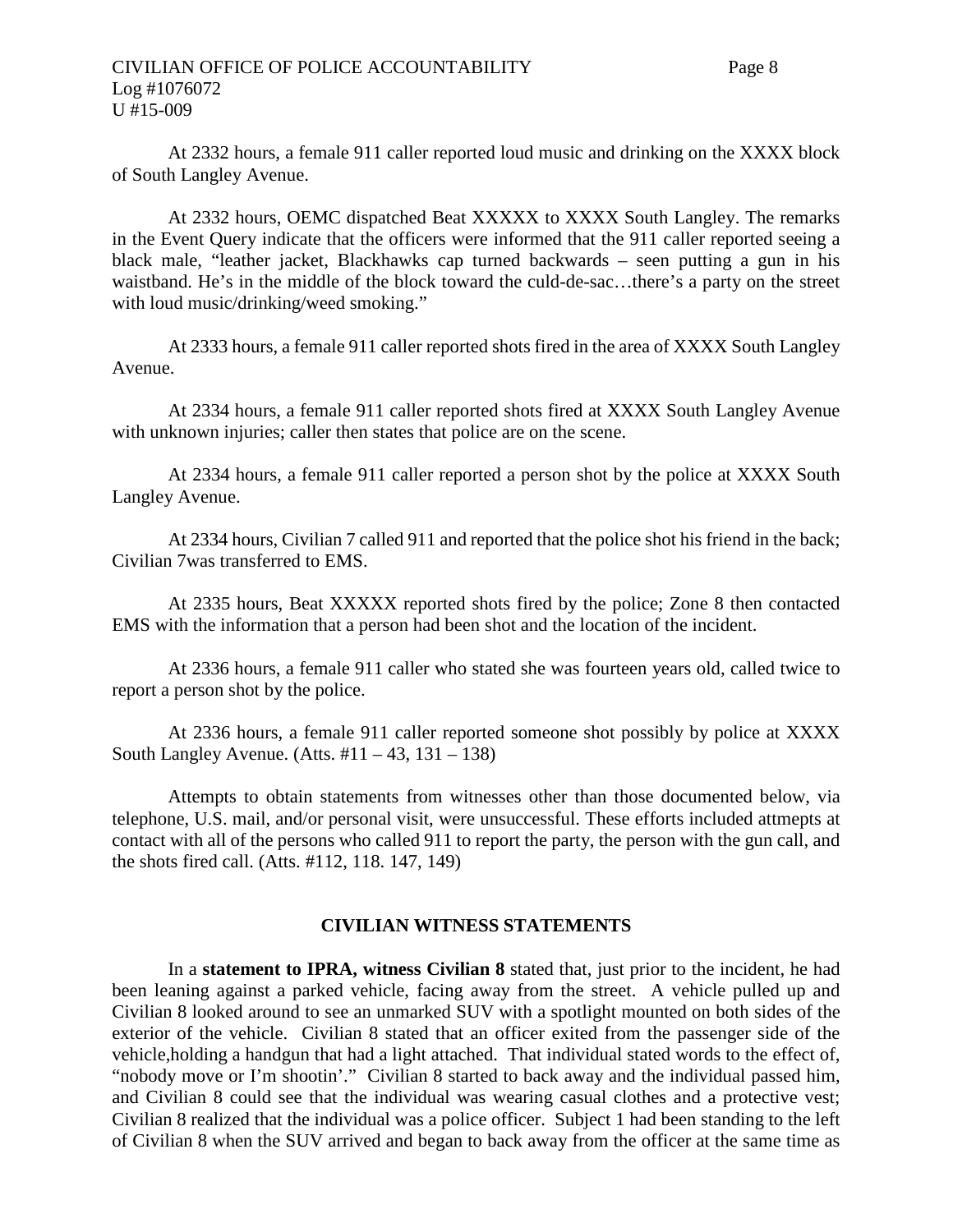At 2332 hours, a female 911 caller reported loud music and drinking on the XXXX block of South Langley Avenue.

At 2332 hours, OEMC dispatched Beat XXXXX to XXXX South Langley. The remarks in the Event Query indicate that the officers were informed that the 911 caller reported seeing a black male, "leather jacket, Blackhawks cap turned backwards – seen putting a gun in his waistband. He's in the middle of the block toward the culd-de-sac…there's a party on the street with loud music/drinking/weed smoking."

At 2333 hours, a female 911 caller reported shots fired in the area of XXXX South Langley Avenue.

At 2334 hours, a female 911 caller reported shots fired at XXXX South Langley Avenue with unknown injuries; caller then states that police are on the scene.

At 2334 hours, a female 911 caller reported a person shot by the police at XXXX South Langley Avenue.

At 2334 hours, Civilian 7 called 911 and reported that the police shot his friend in the back; Civilian 7was transferred to EMS.

At 2335 hours, Beat XXXXX reported shots fired by the police; Zone 8 then contacted EMS with the information that a person had been shot and the location of the incident.

At 2336 hours, a female 911 caller who stated she was fourteen years old, called twice to report a person shot by the police.

At 2336 hours, a female 911 caller reported someone shot possibly by police at XXXX South Langley Avenue. (Atts. #11 – 43, 131 – 138)

Attempts to obtain statements from witnesses other than those documented below, via telephone, U.S. mail, and/or personal visit, were unsuccessful. These efforts included attmepts at contact with all of the persons who called 911 to report the party, the person with the gun call, and the shots fired call. (Atts. #112, 118. 147, 149)

## CIVILIAN WITNESS STATEMENTS

In a **statement to IPRA, witness Civilian 8** stated that, just prior to the incident, he had been leaning against a parked vehicle, facing away from the street. A vehicle pulled up and Civilian 8 looked around to see an unmarked SUV with a spotlight mounted on both sides of the exterior of the vehicle. Civilian 8 stated that an officer exited from the passenger side of the vehicle,holding a handgun that had a light attached. That individual stated words to the effect of, "nobody move or I'm shootin'." Civilian 8 started to back away and the individual passed him, and Civilian 8 could see that the individual was wearing casual clothes and a protective vest; Civilian 8 realized that the individual was a police officer. Subject 1 had been standing to the left of Civilian 8 when the SUV arrived and began to back away from the officer at the same time as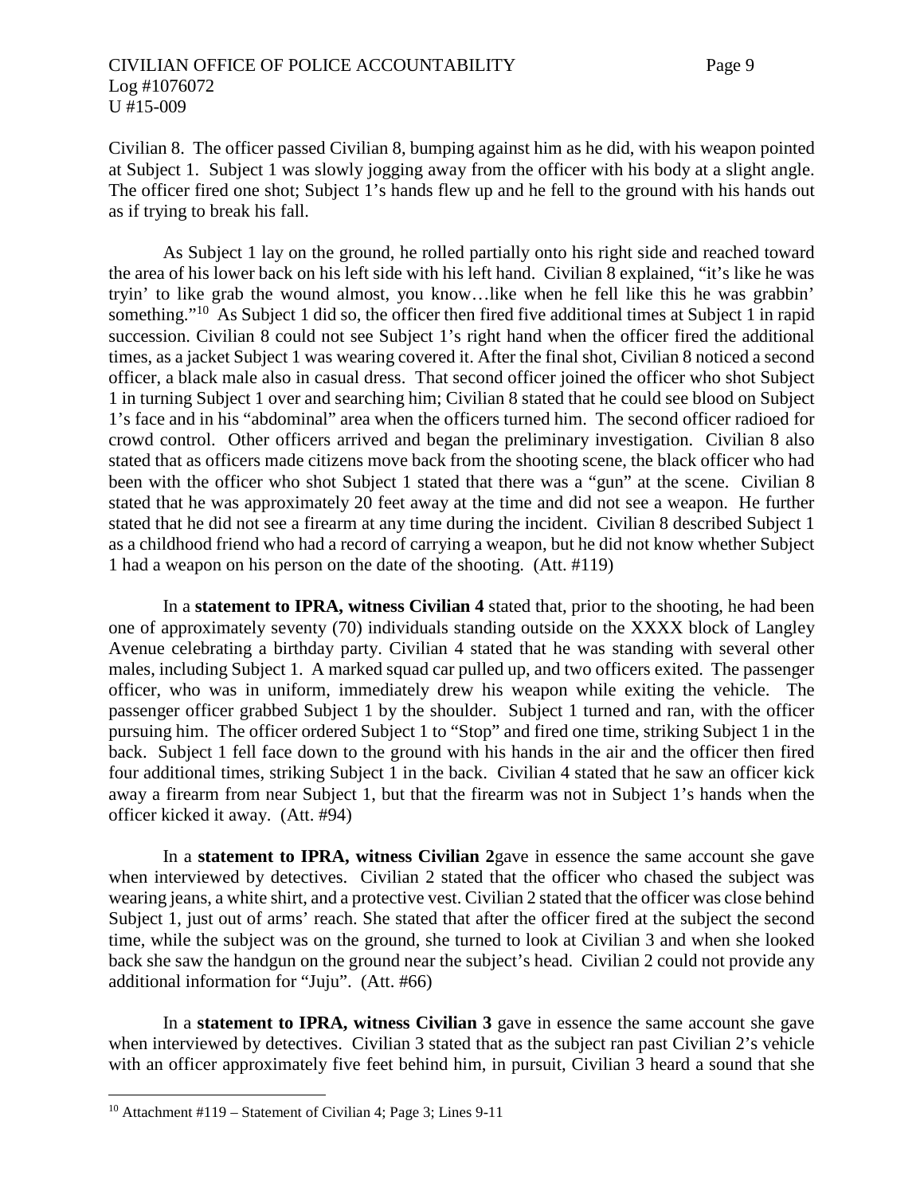Civilian 8. The officer passed Civilian 8, bumping against him as he did, with his weapon pointed at Subject 1. Subject 1 was slowly jogging away from the officer with his body at a slight angle. The officer fired one shot; Subject 1's hands flew up and he fell to the ground with his hands out as if trying to break his fall.

As Subject 1 lay on the ground, he rolled partially onto his right side and reached toward the area of his lower back on his left side with his left hand. Civilian 8 explained, "it's like he was tryin' to like grab the wound almost, you know…like when he fell like this he was grabbin' something."[10] As Subject 1 did so, the officer then fired five additional times at Subject 1 in rapid succession. Civilian 8 could not see Subject 1's right hand when the officer fired the additional times, as a jacket Subject 1 was wearing covered it. After the final shot, Civilian 8 noticed a second officer, a black male also in casual dress. That second officer joined the officer who shot Subject 1 in turning Subject 1 over and searching him; Civilian 8 stated that he could see blood on Subject 1's face and in his "abdominal" area when the officers turned him. The second officer radioed for crowd control. Other officers arrived and began the preliminary investigation. Civilian 8 also stated that as officers made citizens move back from the shooting scene, the black officer who had been with the officer who shot Subject 1 stated that there was a "gun" at the scene. Civilian 8 stated that he was approximately 20 feet away at the time and did not see a weapon. He further stated that he did not see a firearm at any time during the incident. Civilian 8 described Subject 1 as a childhood friend who had a record of carrying a weapon, but he did not know whether Subject 1 had a weapon on his person on the date of the shooting. (Att. #119)

In a **statement to IPRA, witness Civilian 4** stated that, prior to the shooting, he had been one of approximately seventy (70) individuals standing outside on the XXXX block of Langley Avenue celebrating a birthday party. Civilian 4 stated that he was standing with several other males, including Subject 1. A marked squad car pulled up, and two officers exited. The passenger officer, who was in uniform, immediately drew his weapon while exiting the vehicle. The passenger officer grabbed Subject 1 by the shoulder. Subject 1 turned and ran, with the officer pursuing him. The officer ordered Subject 1 to "Stop" and fired one time, striking Subject 1 in the back. Subject 1 fell face down to the ground with his hands in the air and the officer then fired four additional times, striking Subject 1 in the back. Civilian 4 stated that he saw an officer kick away a firearm from near Subject 1, but that the firearm was not in Subject 1's hands when the officer kicked it away. (Att. #94)

In a **statement to IPRA, witness Civilian 2**gave in essence the same account she gave when interviewed by detectives. Civilian 2 stated that the officer who chased the subject was wearing jeans, a white shirt, and a protective vest. Civilian 2 stated that the officer was close behind Subject 1, just out of arms' reach. She stated that after the officer fired at the subject the second time, while the subject was on the ground, she turned to look at Civilian 3 and when she looked back she saw the handgun on the ground near the subject's head. Civilian 2 could not provide any additional information for "Juju". (Att. #66)

In a **statement to IPRA, witness Civilian 3** gave in essence the same account she gave when interviewed by detectives. Civilian 3 stated that as the subject ran past Civilian 2's vehicle with an officer approximately five feet behind him, in pursuit, Civilian 3 heard a sound that she

---

[10] Attachment #119 – Statement of Civilian 4; Page 3; Lines 9-11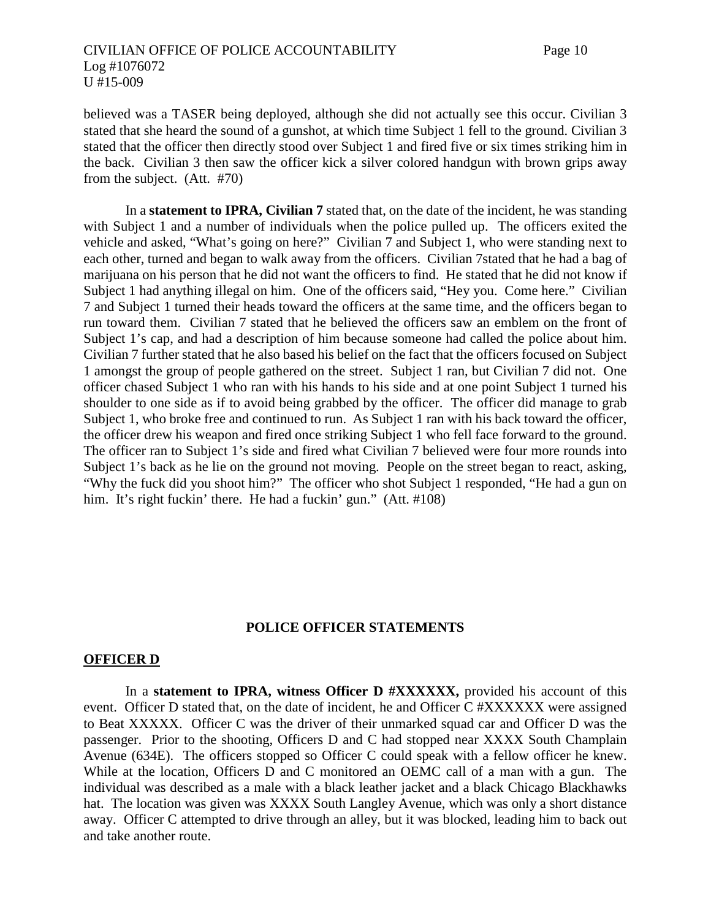believed was a TASER being deployed, although she did not actually see this occur. Civilian 3 stated that she heard the sound of a gunshot, at which time Subject 1 fell to the ground. Civilian 3 stated that the officer then directly stood over Subject 1 and fired five or six times striking him in the back. Civilian 3 then saw the officer kick a silver colored handgun with brown grips away from the subject. (Att. #70)

In a **statement to IPRA, Civilian 7** stated that, on the date of the incident, he was standing with Subject 1 and a number of individuals when the police pulled up. The officers exited the vehicle and asked, "What's going on here?" Civilian 7 and Subject 1, who were standing next to each other, turned and began to walk away from the officers. Civilian 7stated that he had a bag of marijuana on his person that he did not want the officers to find. He stated that he did not know if Subject 1 had anything illegal on him. One of the officers said, "Hey you. Come here." Civilian 7 and Subject 1 turned their heads toward the officers at the same time, and the officers began to run toward them. Civilian 7 stated that he believed the officers saw an emblem on the front of Subject 1's cap, and had a description of him because someone had called the police about him. Civilian 7 further stated that he also based his belief on the fact that the officers focused on Subject 1 amongst the group of people gathered on the street. Subject 1 ran, but Civilian 7 did not. One officer chased Subject 1 who ran with his hands to his side and at one point Subject 1 turned his shoulder to one side as if to avoid being grabbed by the officer. The officer did manage to grab Subject 1, who broke free and continued to run. As Subject 1 ran with his back toward the officer, the officer drew his weapon and fired once striking Subject 1 who fell face forward to the ground. The officer ran to Subject 1's side and fired what Civilian 7 believed were four more rounds into Subject 1's back as he lie on the ground not moving. People on the street began to react, asking, "Why the fuck did you shoot him?" The officer who shot Subject 1 responded, "He had a gun on him. It's right fuckin' there. He had a fuckin' gun." (Att. #108)

## POLICE OFFICER STATEMENTS

### OFFICER D

In a **statement to IPRA, witness Officer D #XXXXXX,** provided his account of this event. Officer D stated that, on the date of incident, he and Officer C #XXXXXX were assigned to Beat XXXXX. Officer C was the driver of their unmarked squad car and Officer D was the passenger. Prior to the shooting, Officers D and C had stopped near XXXX South Champlain Avenue (634E). The officers stopped so Officer C could speak with a fellow officer he knew. While at the location, Officers D and C monitored an OEMC call of a man with a gun. The individual was described as a male with a black leather jacket and a black Chicago Blackhawks hat. The location was given was XXXX South Langley Avenue, which was only a short distance away. Officer C attempted to drive through an alley, but it was blocked, leading him to back out and take another route.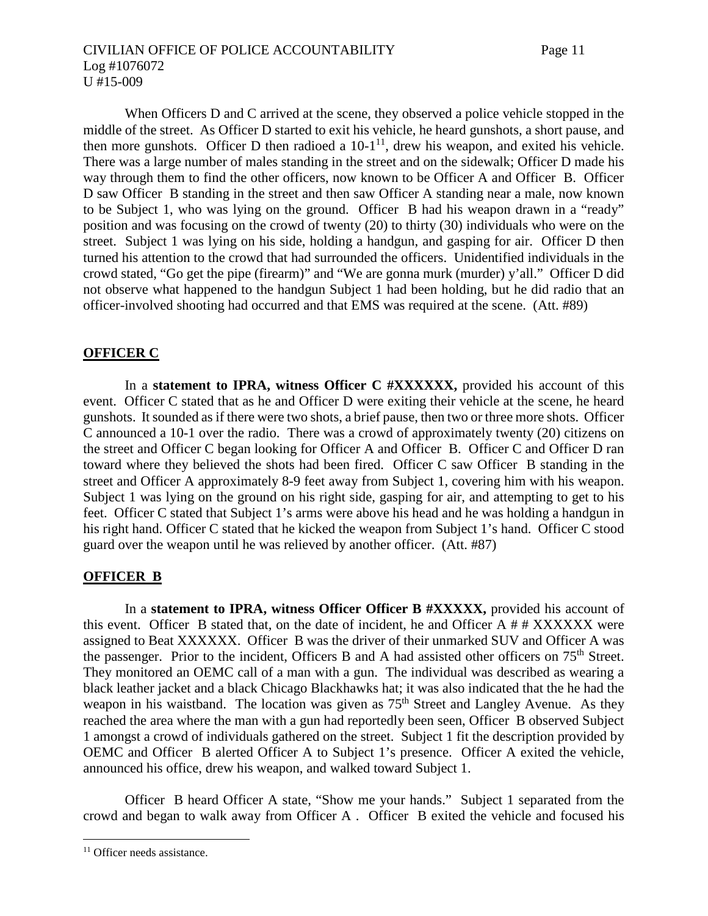When Officers D and C arrived at the scene, they observed a police vehicle stopped in the middle of the street. As Officer D started to exit his vehicle, he heard gunshots, a short pause, and then more gunshots. Officer D then radioed a 10-1[11], drew his weapon, and exited his vehicle. There was a large number of males standing in the street and on the sidewalk; Officer D made his way through them to find the other officers, now known to be Officer A and Officer B. Officer D saw Officer B standing in the street and then saw Officer A standing near a male, now known to be Subject 1, who was lying on the ground. Officer B had his weapon drawn in a "ready" position and was focusing on the crowd of twenty (20) to thirty (30) individuals who were on the street. Subject 1 was lying on his side, holding a handgun, and gasping for air. Officer D then turned his attention to the crowd that had surrounded the officers. Unidentified individuals in the crowd stated, "Go get the pipe (firearm)" and "We are gonna murk (murder) y'all." Officer D did not observe what happened to the handgun Subject 1 had been holding, but he did radio that an officer-involved shooting had occurred and that EMS was required at the scene. (Att. #89)

## OFFICER C

In a **statement to IPRA, witness Officer C #XXXXXX,** provided his account of this event. Officer C stated that as he and Officer D were exiting their vehicle at the scene, he heard gunshots. It sounded as if there were two shots, a brief pause, then two or three more shots. Officer C announced a 10-1 over the radio. There was a crowd of approximately twenty (20) citizens on the street and Officer C began looking for Officer A and Officer B. Officer C and Officer D ran toward where they believed the shots had been fired. Officer C saw Officer B standing in the street and Officer A approximately 8-9 feet away from Subject 1, covering him with his weapon. Subject 1 was lying on the ground on his right side, gasping for air, and attempting to get to his feet. Officer C stated that Subject 1's arms were above his head and he was holding a handgun in his right hand. Officer C stated that he kicked the weapon from Subject 1's hand. Officer C stood guard over the weapon until he was relieved by another officer. (Att. #87)

## OFFICER B

In a **statement to IPRA, witness Officer Officer B #XXXXX,** provided his account of this event. Officer B stated that, on the date of incident, he and Officer A # # XXXXXX were assigned to Beat XXXXXX. Officer B was the driver of their unmarked SUV and Officer A was the passenger. Prior to the incident, Officers B and A had assisted other officers on 75th Street. They monitored an OEMC call of a man with a gun. The individual was described as wearing a black leather jacket and a black Chicago Blackhawks hat; it was also indicated that the he had the weapon in his waistband. The location was given as 75th Street and Langley Avenue. As they reached the area where the man with a gun had reportedly been seen, Officer B observed Subject 1 amongst a crowd of individuals gathered on the street. Subject 1 fit the description provided by OEMC and Officer B alerted Officer A to Subject 1's presence. Officer A exited the vehicle, announced his office, drew his weapon, and walked toward Subject 1.

Officer B heard Officer A state, "Show me your hands." Subject 1 separated from the crowd and began to walk away from Officer A . Officer B exited the vehicle and focused his

---

[11] Officer needs assistance.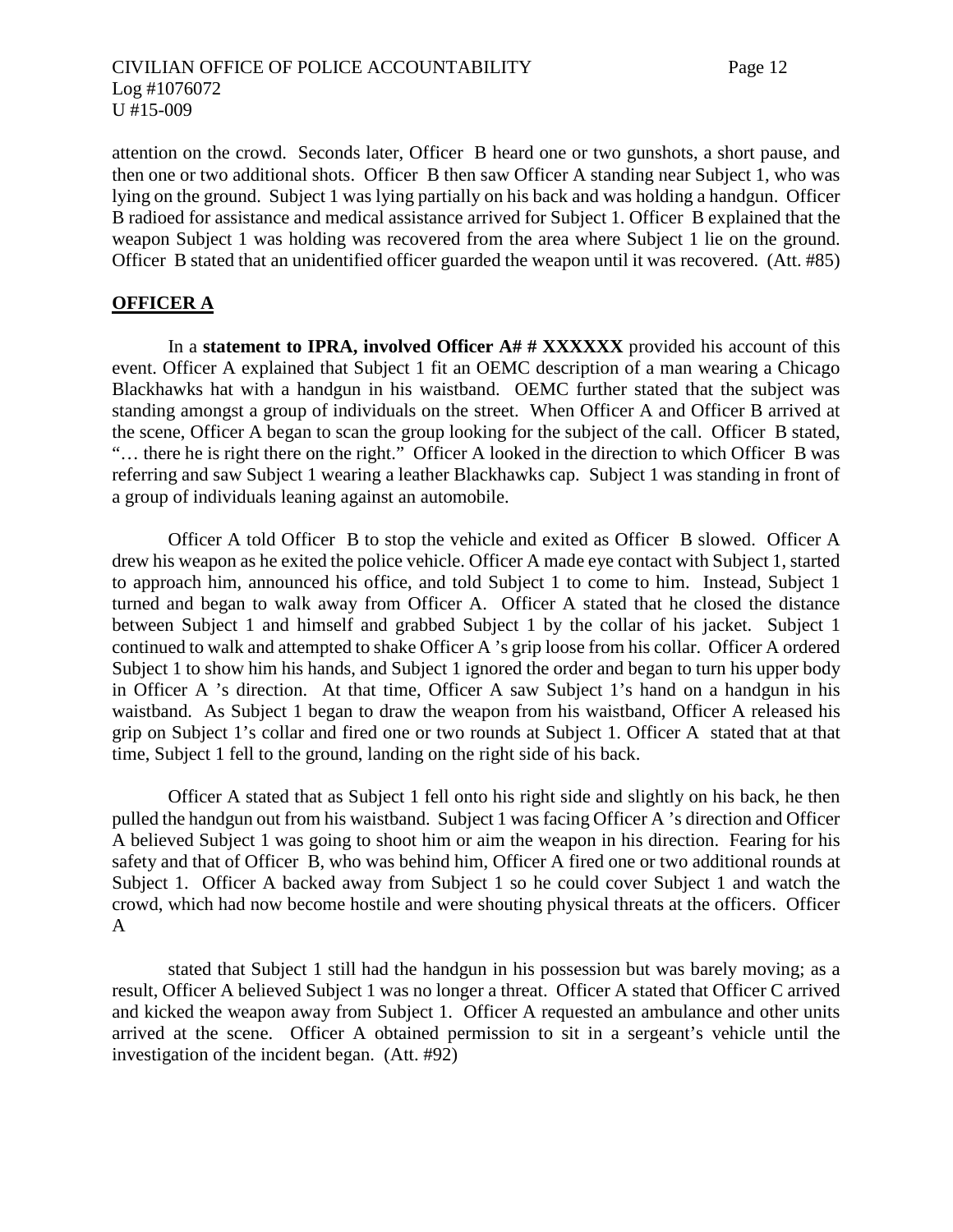attention on the crowd. Seconds later, Officer B heard one or two gunshots, a short pause, and then one or two additional shots. Officer B then saw Officer A standing near Subject 1, who was lying on the ground. Subject 1 was lying partially on his back and was holding a handgun. Officer B radioed for assistance and medical assistance arrived for Subject 1. Officer B explained that the weapon Subject 1 was holding was recovered from the area where Subject 1 lie on the ground. Officer B stated that an unidentified officer guarded the weapon until it was recovered. (Att. #85)

## OFFICER A

In a **statement to IPRA, involved Officer A# # XXXXXX** provided his account of this event. Officer A explained that Subject 1 fit an OEMC description of a man wearing a Chicago Blackhawks hat with a handgun in his waistband. OEMC further stated that the subject was standing amongst a group of individuals on the street. When Officer A and Officer B arrived at the scene, Officer A began to scan the group looking for the subject of the call. Officer B stated, "… there he is right there on the right." Officer A looked in the direction to which Officer B was referring and saw Subject 1 wearing a leather Blackhawks cap. Subject 1 was standing in front of a group of individuals leaning against an automobile.

Officer A told Officer B to stop the vehicle and exited as Officer B slowed. Officer A drew his weapon as he exited the police vehicle. Officer A made eye contact with Subject 1, started to approach him, announced his office, and told Subject 1 to come to him. Instead, Subject 1 turned and began to walk away from Officer A. Officer A stated that he closed the distance between Subject 1 and himself and grabbed Subject 1 by the collar of his jacket. Subject 1 continued to walk and attempted to shake Officer A 's grip loose from his collar. Officer A ordered Subject 1 to show him his hands, and Subject 1 ignored the order and began to turn his upper body in Officer A 's direction. At that time, Officer A saw Subject 1's hand on a handgun in his waistband. As Subject 1 began to draw the weapon from his waistband, Officer A released his grip on Subject 1's collar and fired one or two rounds at Subject 1. Officer A stated that at that time, Subject 1 fell to the ground, landing on the right side of his back.

Officer A stated that as Subject 1 fell onto his right side and slightly on his back, he then pulled the handgun out from his waistband. Subject 1 was facing Officer A 's direction and Officer A believed Subject 1 was going to shoot him or aim the weapon in his direction. Fearing for his safety and that of Officer B, who was behind him, Officer A fired one or two additional rounds at Subject 1. Officer A backed away from Subject 1 so he could cover Subject 1 and watch the crowd, which had now become hostile and were shouting physical threats at the officers. Officer A

stated that Subject 1 still had the handgun in his possession but was barely moving; as a result, Officer A believed Subject 1 was no longer a threat. Officer A stated that Officer C arrived and kicked the weapon away from Subject 1. Officer A requested an ambulance and other units arrived at the scene. Officer A obtained permission to sit in a sergeant's vehicle until the investigation of the incident began. (Att. #92)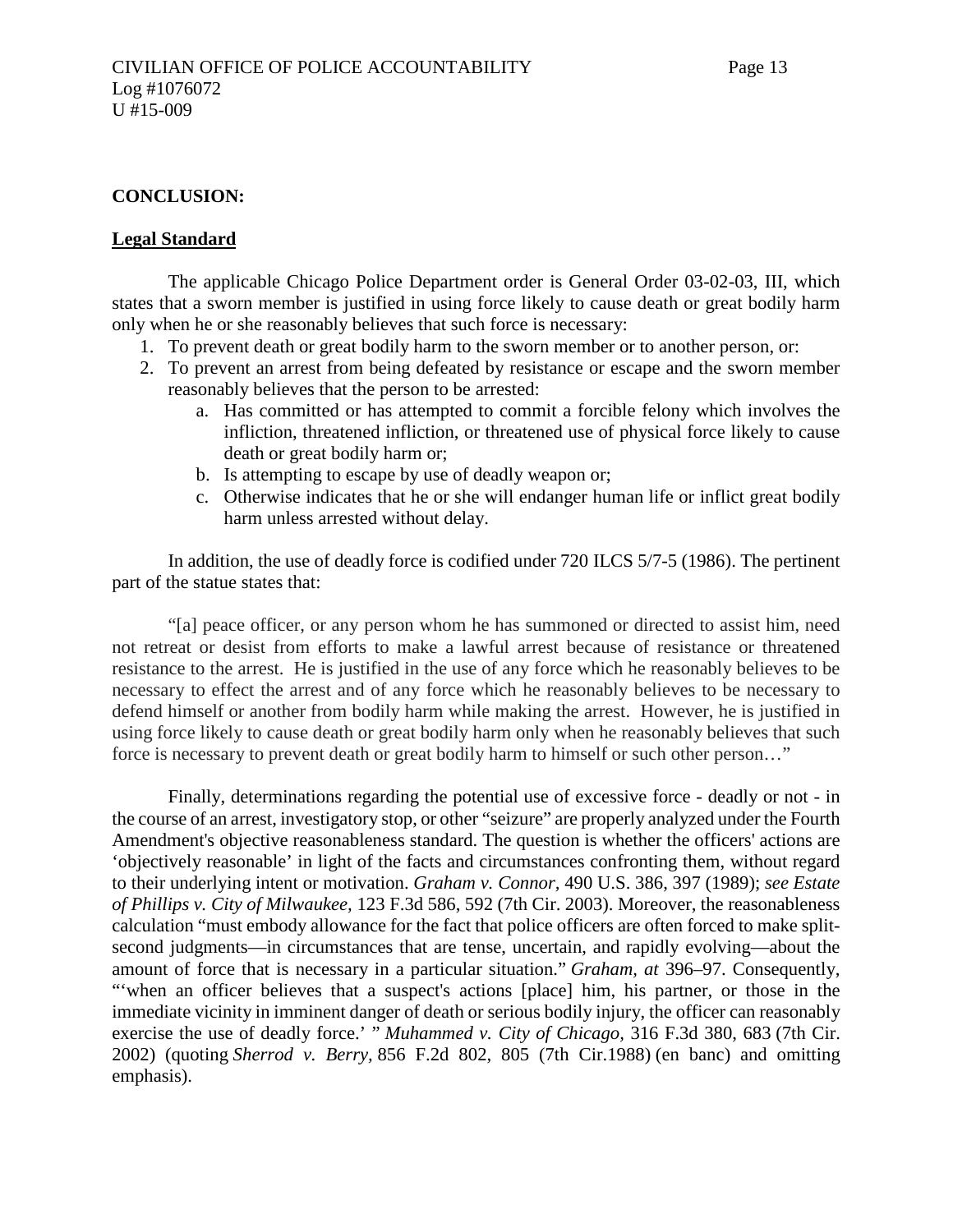**CONCLUSION:**

**Legal Standard**

The applicable Chicago Police Department order is General Order 03-02-03, III, which states that a sworn member is justified in using force likely to cause death or great bodily harm only when he or she reasonably believes that such force is necessary:

1. To prevent death or great bodily harm to the sworn member or to another person, or:
2. To prevent an arrest from being defeated by resistance or escape and the sworn member reasonably believes that the person to be arrested:
    a. Has committed or has attempted to commit a forcible felony which involves the infliction, threatened infliction, or threatened use of physical force likely to cause death or great bodily harm or;
    b. Is attempting to escape by use of deadly weapon or;
    c. Otherwise indicates that he or she will endanger human life or inflict great bodily harm unless arrested without delay.

In addition, the use of deadly force is codified under 720 ILCS 5/7-5 (1986). The pertinent part of the statue states that:

"[a] peace officer, or any person whom he has summoned or directed to assist him, need not retreat or desist from efforts to make a lawful arrest because of resistance or threatened resistance to the arrest. He is justified in the use of any force which he reasonably believes to be necessary to effect the arrest and of any force which he reasonably believes to be necessary to defend himself or another from bodily harm while making the arrest. However, he is justified in using force likely to cause death or great bodily harm only when he reasonably believes that such force is necessary to prevent death or great bodily harm to himself or such other person…"

Finally, determinations regarding the potential use of excessive force - deadly or not - in the course of an arrest, investigatory stop, or other "seizure" are properly analyzed under the Fourth Amendment's objective reasonableness standard. The question is whether the officers' actions are 'objectively reasonable' in light of the facts and circumstances confronting them, without regard to their underlying intent or motivation. *Graham v. Connor,* 490 U.S. 386, 397 (1989); *see Estate of Phillips v. City of Milwaukee,* 123 F.3d 586, 592 (7th Cir. 2003). Moreover, the reasonableness calculation "must embody allowance for the fact that police officers are often forced to make split-second judgments—in circumstances that are tense, uncertain, and rapidly evolving—about the amount of force that is necessary in a particular situation." *Graham, at* 396–97. Consequently, "'when an officer believes that a suspect's actions [place] him, his partner, or those in the immediate vicinity in imminent danger of death or serious bodily injury, the officer can reasonably exercise the use of deadly force.' " *Muhammed v. City of Chicago,* 316 F.3d 380, 683 (7th Cir. 2002) (quoting *Sherrod v. Berry,* 856 F.2d 802, 805 (7th Cir.1988) (en banc) and omitting emphasis).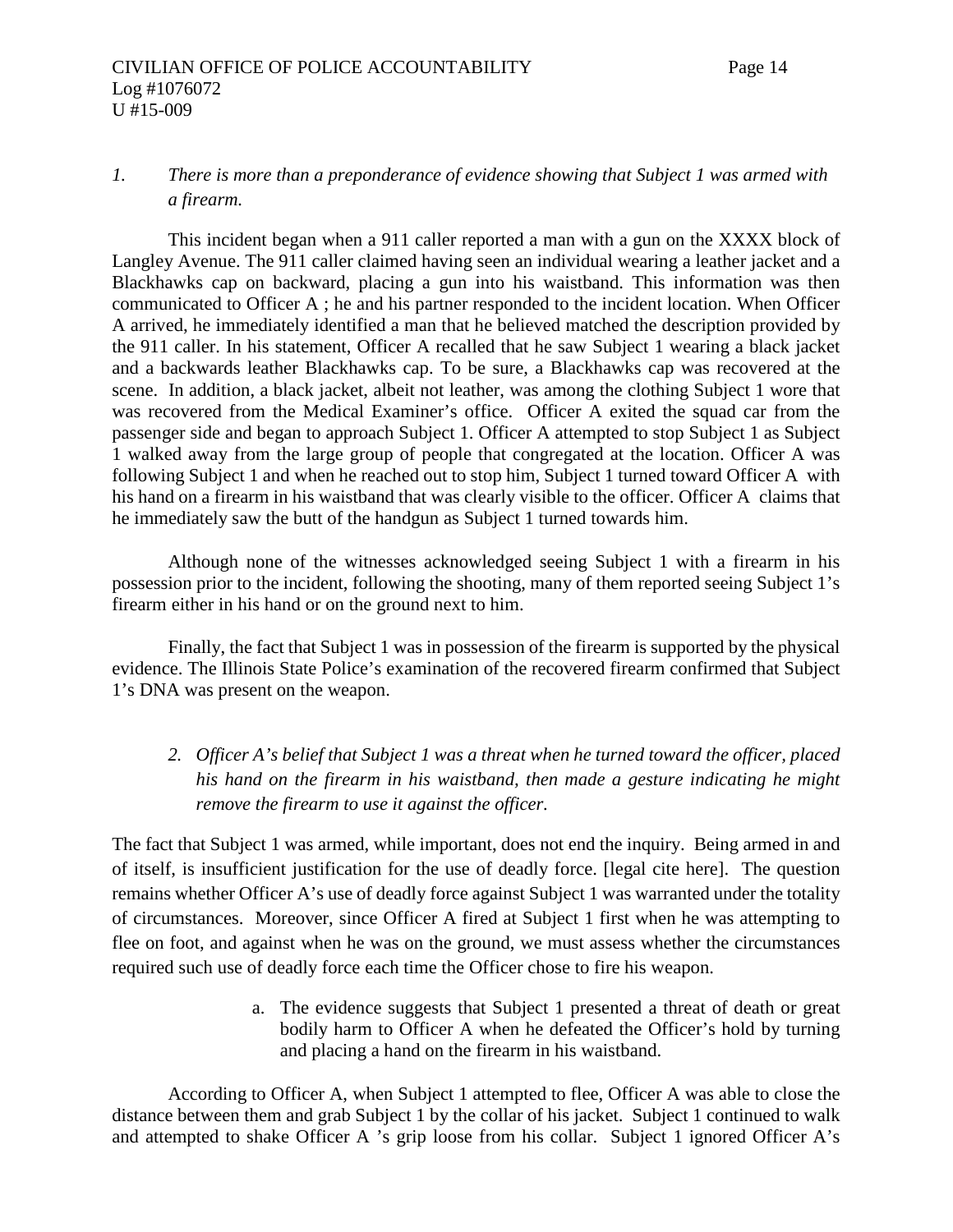1. *There is more than a preponderance of evidence showing that Subject 1 was armed with a firearm.*

This incident began when a 911 caller reported a man with a gun on the XXXX block of Langley Avenue. The 911 caller claimed having seen an individual wearing a leather jacket and a Blackhawks cap on backward, placing a gun into his waistband. This information was then communicated to Officer A ; he and his partner responded to the incident location. When Officer A arrived, he immediately identified a man that he believed matched the description provided by the 911 caller. In his statement, Officer A recalled that he saw Subject 1 wearing a black jacket and a backwards leather Blackhawks cap. To be sure, a Blackhawks cap was recovered at the scene. In addition, a black jacket, albeit not leather, was among the clothing Subject 1 wore that was recovered from the Medical Examiner's office. Officer A exited the squad car from the passenger side and began to approach Subject 1. Officer A attempted to stop Subject 1 as Subject 1 walked away from the large group of people that congregated at the location. Officer A was following Subject 1 and when he reached out to stop him, Subject 1 turned toward Officer A with his hand on a firearm in his waistband that was clearly visible to the officer. Officer A claims that he immediately saw the butt of the handgun as Subject 1 turned towards him.

Although none of the witnesses acknowledged seeing Subject 1 with a firearm in his possession prior to the incident, following the shooting, many of them reported seeing Subject 1's firearm either in his hand or on the ground next to him.

Finally, the fact that Subject 1 was in possession of the firearm is supported by the physical evidence. The Illinois State Police's examination of the recovered firearm confirmed that Subject 1's DNA was present on the weapon.

2. *Officer A's belief that Subject 1 was a threat when he turned toward the officer, placed his hand on the firearm in his waistband, then made a gesture indicating he might remove the firearm to use it against the officer.*

The fact that Subject 1 was armed, while important, does not end the inquiry. Being armed in and of itself, is insufficient justification for the use of deadly force. [legal cite here]. The question remains whether Officer A's use of deadly force against Subject 1 was warranted under the totality of circumstances. Moreover, since Officer A fired at Subject 1 first when he was attempting to flee on foot, and against when he was on the ground, we must assess whether the circumstances required such use of deadly force each time the Officer chose to fire his weapon.

a. The evidence suggests that Subject 1 presented a threat of death or great bodily harm to Officer A when he defeated the Officer's hold by turning and placing a hand on the firearm in his waistband.

According to Officer A, when Subject 1 attempted to flee, Officer A was able to close the distance between them and grab Subject 1 by the collar of his jacket. Subject 1 continued to walk and attempted to shake Officer A 's grip loose from his collar. Subject 1 ignored Officer A's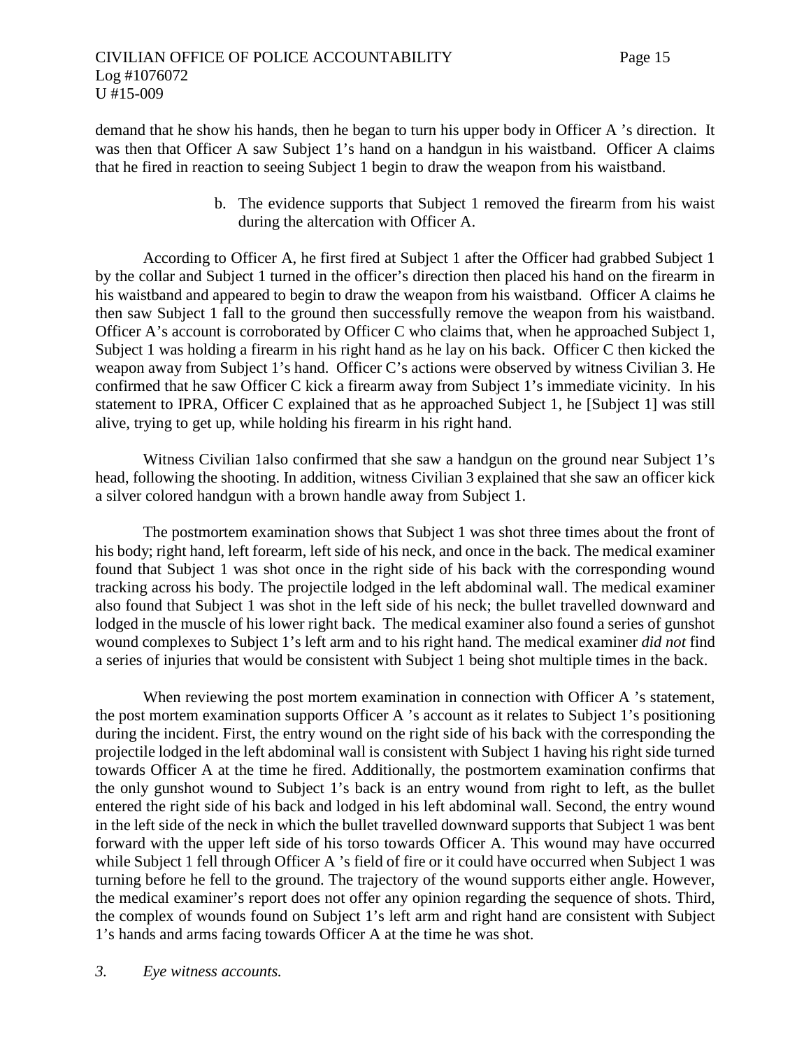demand that he show his hands, then he began to turn his upper body in Officer A 's direction. It was then that Officer A saw Subject 1's hand on a handgun in his waistband. Officer A claims that he fired in reaction to seeing Subject 1 begin to draw the weapon from his waistband.

b. The evidence supports that Subject 1 removed the firearm from his waist during the altercation with Officer A.

According to Officer A, he first fired at Subject 1 after the Officer had grabbed Subject 1 by the collar and Subject 1 turned in the officer's direction then placed his hand on the firearm in his waistband and appeared to begin to draw the weapon from his waistband. Officer A claims he then saw Subject 1 fall to the ground then successfully remove the weapon from his waistband. Officer A's account is corroborated by Officer C who claims that, when he approached Subject 1, Subject 1 was holding a firearm in his right hand as he lay on his back. Officer C then kicked the weapon away from Subject 1's hand. Officer C's actions were observed by witness Civilian 3. He confirmed that he saw Officer C kick a firearm away from Subject 1's immediate vicinity. In his statement to IPRA, Officer C explained that as he approached Subject 1, he [Subject 1] was still alive, trying to get up, while holding his firearm in his right hand.

Witness Civilian 1also confirmed that she saw a handgun on the ground near Subject 1's head, following the shooting. In addition, witness Civilian 3 explained that she saw an officer kick a silver colored handgun with a brown handle away from Subject 1.

The postmortem examination shows that Subject 1 was shot three times about the front of his body; right hand, left forearm, left side of his neck, and once in the back. The medical examiner found that Subject 1 was shot once in the right side of his back with the corresponding wound tracking across his body. The projectile lodged in the left abdominal wall. The medical examiner also found that Subject 1 was shot in the left side of his neck; the bullet travelled downward and lodged in the muscle of his lower right back. The medical examiner also found a series of gunshot wound complexes to Subject 1's left arm and to his right hand. The medical examiner *did not* find a series of injuries that would be consistent with Subject 1 being shot multiple times in the back.

When reviewing the post mortem examination in connection with Officer A 's statement, the post mortem examination supports Officer A 's account as it relates to Subject 1's positioning during the incident. First, the entry wound on the right side of his back with the corresponding the projectile lodged in the left abdominal wall is consistent with Subject 1 having his right side turned towards Officer A at the time he fired. Additionally, the postmortem examination confirms that the only gunshot wound to Subject 1's back is an entry wound from right to left, as the bullet entered the right side of his back and lodged in his left abdominal wall. Second, the entry wound in the left side of the neck in which the bullet travelled downward supports that Subject 1 was bent forward with the upper left side of his torso towards Officer A. This wound may have occurred while Subject 1 fell through Officer A 's field of fire or it could have occurred when Subject 1 was turning before he fell to the ground. The trajectory of the wound supports either angle. However, the medical examiner's report does not offer any opinion regarding the sequence of shots. Third, the complex of wounds found on Subject 1's left arm and right hand are consistent with Subject 1's hands and arms facing towards Officer A at the time he was shot.

*3. Eye witness accounts.*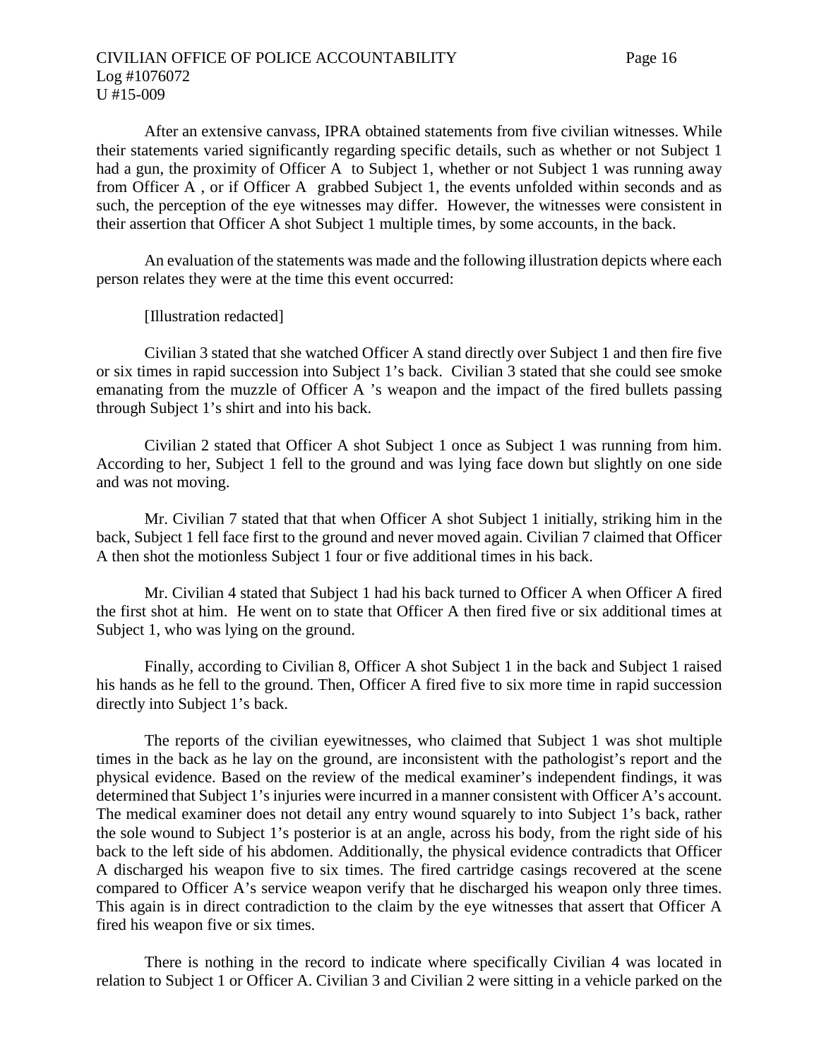After an extensive canvass, IPRA obtained statements from five civilian witnesses. While their statements varied significantly regarding specific details, such as whether or not Subject 1 had a gun, the proximity of Officer A to Subject 1, whether or not Subject 1 was running away from Officer A , or if Officer A grabbed Subject 1, the events unfolded within seconds and as such, the perception of the eye witnesses may differ. However, the witnesses were consistent in their assertion that Officer A shot Subject 1 multiple times, by some accounts, in the back.

An evaluation of the statements was made and the following illustration depicts where each person relates they were at the time this event occurred:

[Illustration redacted]

Civilian 3 stated that she watched Officer A stand directly over Subject 1 and then fire five or six times in rapid succession into Subject 1's back. Civilian 3 stated that she could see smoke emanating from the muzzle of Officer A 's weapon and the impact of the fired bullets passing through Subject 1's shirt and into his back.

Civilian 2 stated that Officer A shot Subject 1 once as Subject 1 was running from him. According to her, Subject 1 fell to the ground and was lying face down but slightly on one side and was not moving.

Mr. Civilian 7 stated that that when Officer A shot Subject 1 initially, striking him in the back, Subject 1 fell face first to the ground and never moved again. Civilian 7 claimed that Officer A then shot the motionless Subject 1 four or five additional times in his back.

Mr. Civilian 4 stated that Subject 1 had his back turned to Officer A when Officer A fired the first shot at him. He went on to state that Officer A then fired five or six additional times at Subject 1, who was lying on the ground.

Finally, according to Civilian 8, Officer A shot Subject 1 in the back and Subject 1 raised his hands as he fell to the ground. Then, Officer A fired five to six more time in rapid succession directly into Subject 1's back.

The reports of the civilian eyewitnesses, who claimed that Subject 1 was shot multiple times in the back as he lay on the ground, are inconsistent with the pathologist's report and the physical evidence. Based on the review of the medical examiner's independent findings, it was determined that Subject 1's injuries were incurred in a manner consistent with Officer A's account. The medical examiner does not detail any entry wound squarely to into Subject 1's back, rather the sole wound to Subject 1's posterior is at an angle, across his body, from the right side of his back to the left side of his abdomen. Additionally, the physical evidence contradicts that Officer A discharged his weapon five to six times. The fired cartridge casings recovered at the scene compared to Officer A's service weapon verify that he discharged his weapon only three times. This again is in direct contradiction to the claim by the eye witnesses that assert that Officer A fired his weapon five or six times.

There is nothing in the record to indicate where specifically Civilian 4 was located in relation to Subject 1 or Officer A. Civilian 3 and Civilian 2 were sitting in a vehicle parked on the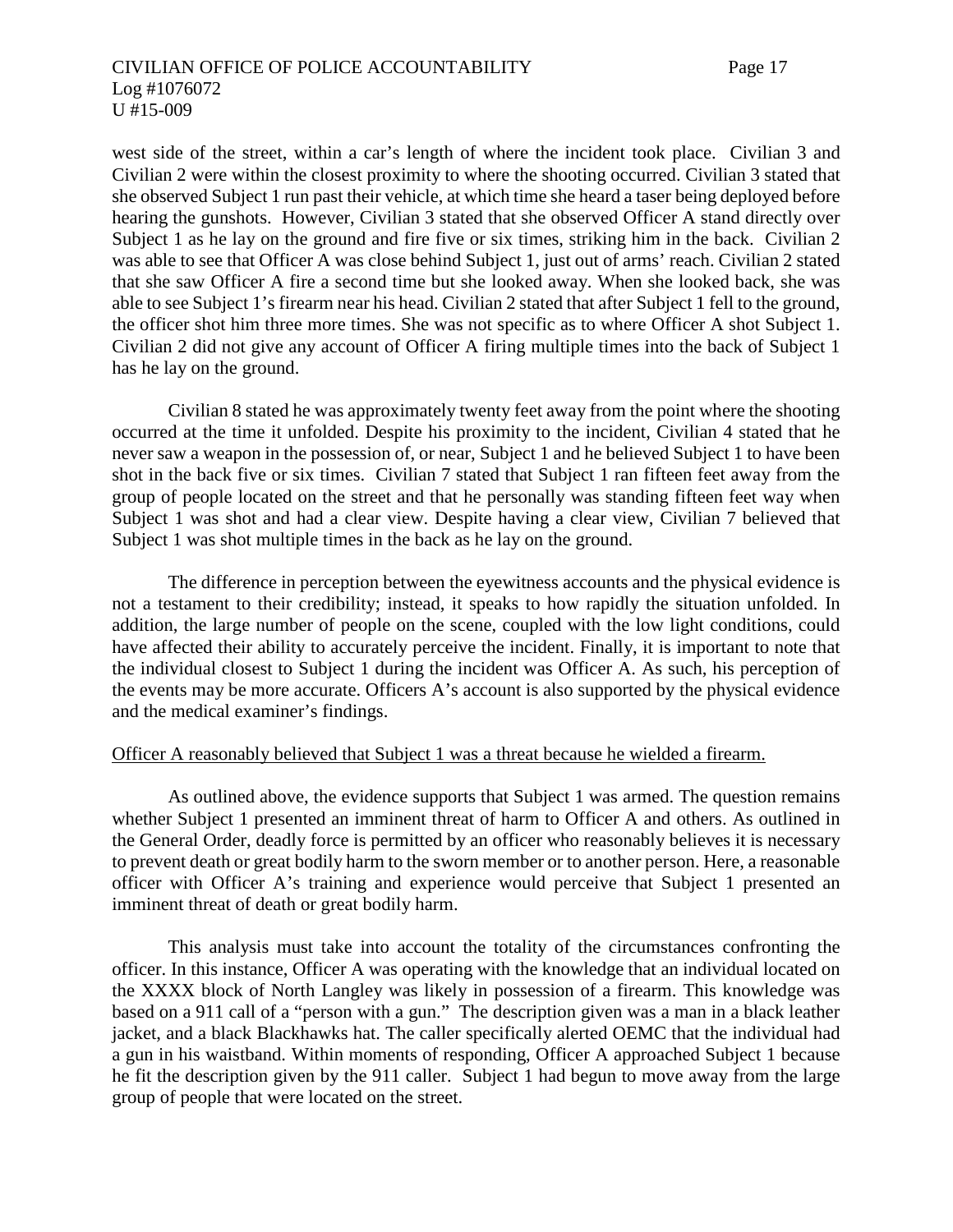west side of the street, within a car's length of where the incident took place. Civilian 3 and Civilian 2 were within the closest proximity to where the shooting occurred. Civilian 3 stated that she observed Subject 1 run past their vehicle, at which time she heard a taser being deployed before hearing the gunshots. However, Civilian 3 stated that she observed Officer A stand directly over Subject 1 as he lay on the ground and fire five or six times, striking him in the back. Civilian 2 was able to see that Officer A was close behind Subject 1, just out of arms' reach. Civilian 2 stated that she saw Officer A fire a second time but she looked away. When she looked back, she was able to see Subject 1's firearm near his head. Civilian 2 stated that after Subject 1 fell to the ground, the officer shot him three more times. She was not specific as to where Officer A shot Subject 1. Civilian 2 did not give any account of Officer A firing multiple times into the back of Subject 1 has he lay on the ground.

Civilian 8 stated he was approximately twenty feet away from the point where the shooting occurred at the time it unfolded. Despite his proximity to the incident, Civilian 4 stated that he never saw a weapon in the possession of, or near, Subject 1 and he believed Subject 1 to have been shot in the back five or six times. Civilian 7 stated that Subject 1 ran fifteen feet away from the group of people located on the street and that he personally was standing fifteen feet way when Subject 1 was shot and had a clear view. Despite having a clear view, Civilian 7 believed that Subject 1 was shot multiple times in the back as he lay on the ground.

The difference in perception between the eyewitness accounts and the physical evidence is not a testament to their credibility; instead, it speaks to how rapidly the situation unfolded. In addition, the large number of people on the scene, coupled with the low light conditions, could have affected their ability to accurately perceive the incident. Finally, it is important to note that the individual closest to Subject 1 during the incident was Officer A. As such, his perception of the events may be more accurate. Officers A's account is also supported by the physical evidence and the medical examiner's findings.

<u>Officer A reasonably believed that Subject 1 was a threat because he wielded a firearm.</u>

As outlined above, the evidence supports that Subject 1 was armed. The question remains whether Subject 1 presented an imminent threat of harm to Officer A and others. As outlined in the General Order, deadly force is permitted by an officer who reasonably believes it is necessary to prevent death or great bodily harm to the sworn member or to another person. Here, a reasonable officer with Officer A's training and experience would perceive that Subject 1 presented an imminent threat of death or great bodily harm.

This analysis must take into account the totality of the circumstances confronting the officer. In this instance, Officer A was operating with the knowledge that an individual located on the XXXX block of North Langley was likely in possession of a firearm. This knowledge was based on a 911 call of a "person with a gun." The description given was a man in a black leather jacket, and a black Blackhawks hat. The caller specifically alerted OEMC that the individual had a gun in his waistband. Within moments of responding, Officer A approached Subject 1 because he fit the description given by the 911 caller. Subject 1 had begun to move away from the large group of people that were located on the street.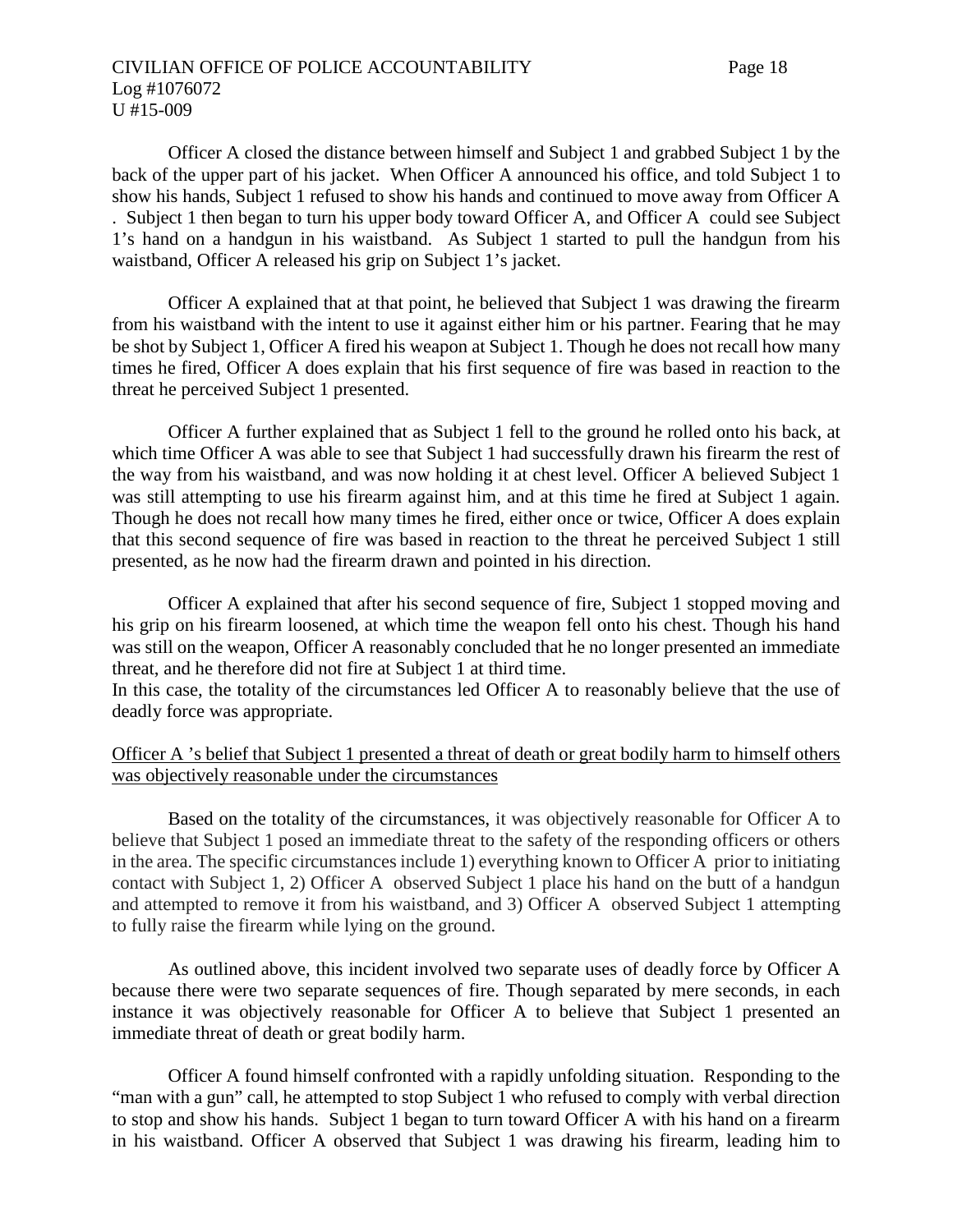Officer A closed the distance between himself and Subject 1 and grabbed Subject 1 by the back of the upper part of his jacket. When Officer A announced his office, and told Subject 1 to show his hands, Subject 1 refused to show his hands and continued to move away from Officer A . Subject 1 then began to turn his upper body toward Officer A, and Officer A could see Subject 1's hand on a handgun in his waistband. As Subject 1 started to pull the handgun from his waistband, Officer A released his grip on Subject 1's jacket.

Officer A explained that at that point, he believed that Subject 1 was drawing the firearm from his waistband with the intent to use it against either him or his partner. Fearing that he may be shot by Subject 1, Officer A fired his weapon at Subject 1. Though he does not recall how many times he fired, Officer A does explain that his first sequence of fire was based in reaction to the threat he perceived Subject 1 presented.

Officer A further explained that as Subject 1 fell to the ground he rolled onto his back, at which time Officer A was able to see that Subject 1 had successfully drawn his firearm the rest of the way from his waistband, and was now holding it at chest level. Officer A believed Subject 1 was still attempting to use his firearm against him, and at this time he fired at Subject 1 again. Though he does not recall how many times he fired, either once or twice, Officer A does explain that this second sequence of fire was based in reaction to the threat he perceived Subject 1 still presented, as he now had the firearm drawn and pointed in his direction.

Officer A explained that after his second sequence of fire, Subject 1 stopped moving and his grip on his firearm loosened, at which time the weapon fell onto his chest. Though his hand was still on the weapon, Officer A reasonably concluded that he no longer presented an immediate threat, and he therefore did not fire at Subject 1 at third time.
In this case, the totality of the circumstances led Officer A to reasonably believe that the use of deadly force was appropriate.

<u>Officer A 's belief that Subject 1 presented a threat of death or great bodily harm to himself others was objectively reasonable under the circumstances</u>

Based on the totality of the circumstances, it was objectively reasonable for Officer A to believe that Subject 1 posed an immediate threat to the safety of the responding officers or others in the area. The specific circumstances include 1) everything known to Officer A prior to initiating contact with Subject 1, 2) Officer A observed Subject 1 place his hand on the butt of a handgun and attempted to remove it from his waistband, and 3) Officer A observed Subject 1 attempting to fully raise the firearm while lying on the ground.

As outlined above, this incident involved two separate uses of deadly force by Officer A because there were two separate sequences of fire. Though separated by mere seconds, in each instance it was objectively reasonable for Officer A to believe that Subject 1 presented an immediate threat of death or great bodily harm.

Officer A found himself confronted with a rapidly unfolding situation. Responding to the "man with a gun" call, he attempted to stop Subject 1 who refused to comply with verbal direction to stop and show his hands. Subject 1 began to turn toward Officer A with his hand on a firearm in his waistband. Officer A observed that Subject 1 was drawing his firearm, leading him to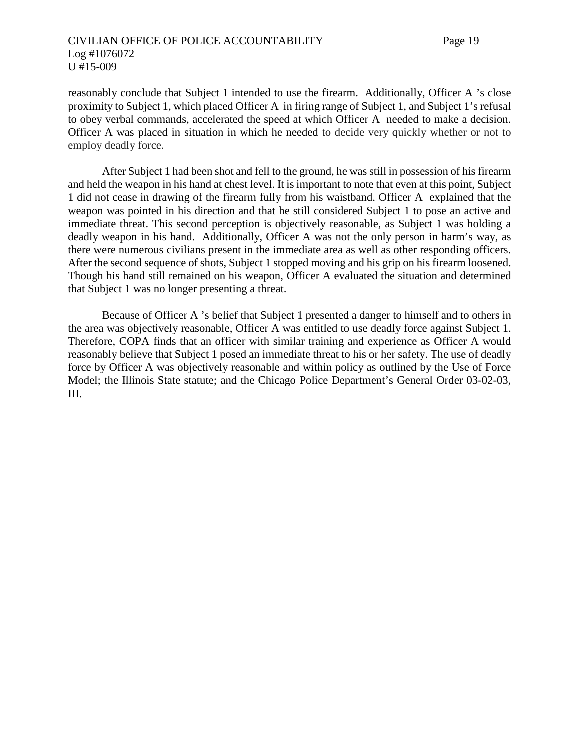reasonably conclude that Subject 1 intended to use the firearm. Additionally, Officer A 's close proximity to Subject 1, which placed Officer A in firing range of Subject 1, and Subject 1's refusal to obey verbal commands, accelerated the speed at which Officer A needed to make a decision. Officer A was placed in situation in which he needed to decide very quickly whether or not to employ deadly force.

After Subject 1 had been shot and fell to the ground, he was still in possession of his firearm and held the weapon in his hand at chest level. It is important to note that even at this point, Subject 1 did not cease in drawing of the firearm fully from his waistband. Officer A explained that the weapon was pointed in his direction and that he still considered Subject 1 to pose an active and immediate threat. This second perception is objectively reasonable, as Subject 1 was holding a deadly weapon in his hand. Additionally, Officer A was not the only person in harm's way, as there were numerous civilians present in the immediate area as well as other responding officers. After the second sequence of shots, Subject 1 stopped moving and his grip on his firearm loosened. Though his hand still remained on his weapon, Officer A evaluated the situation and determined that Subject 1 was no longer presenting a threat.

Because of Officer A 's belief that Subject 1 presented a danger to himself and to others in the area was objectively reasonable, Officer A was entitled to use deadly force against Subject 1. Therefore, COPA finds that an officer with similar training and experience as Officer A would reasonably believe that Subject 1 posed an immediate threat to his or her safety. The use of deadly force by Officer A was objectively reasonable and within policy as outlined by the Use of Force Model; the Illinois State statute; and the Chicago Police Department's General Order 03-02-03, III.